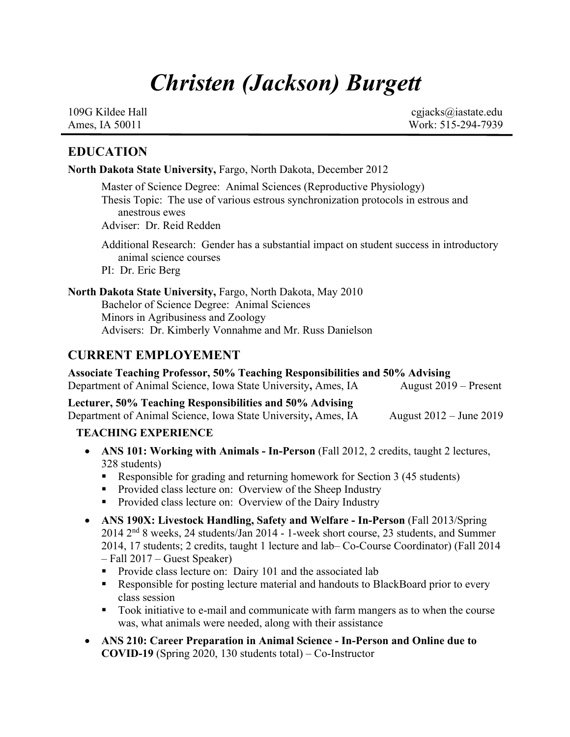# *Christen (Jackson) Burgett*

109G Kildee Hall
Ames, IA 50011

cgjacks@iastate.edu
Work: 515-294-7939

## EDUCATION

**North Dakota State University,** Fargo, North Dakota, December 2012

Master of Science Degree: Animal Sciences (Reproductive Physiology)
Thesis Topic: The use of various estrous synchronization protocols in estrous and anestrous ewes
Adviser: Dr. Reid Redden

Additional Research: Gender has a substantial impact on student success in introductory animal science courses
PI: Dr. Eric Berg

**North Dakota State University,** Fargo, North Dakota, May 2010

Bachelor of Science Degree: Animal Sciences
Minors in Agribusiness and Zoology
Advisers: Dr. Kimberly Vonnahme and Mr. Russ Danielson

## CURRENT EMPLOYEMENT

**Associate Teaching Professor, 50% Teaching Responsibilities and 50% Advising**
Department of Animal Science, Iowa State University**,** Ames, IA — August 2019 – Present

**Lecturer, 50% Teaching Responsibilities and 50% Advising**
Department of Animal Science, Iowa State University**,** Ames, IA — August 2012 – June 2019

### TEACHING EXPERIENCE

- **ANS 101: Working with Animals - In-Person** (Fall 2012, 2 credits, taught 2 lectures, 328 students)
  - Responsible for grading and returning homework for Section 3 (45 students)
  - Provided class lecture on: Overview of the Sheep Industry
  - Provided class lecture on: Overview of the Dairy Industry
- **ANS 190X: Livestock Handling, Safety and Welfare - In-Person** (Fall 2013/Spring 2014 2nd 8 weeks, 24 students/Jan 2014 - 1-week short course, 23 students, and Summer 2014, 17 students; 2 credits, taught 1 lecture and lab– Co-Course Coordinator) (Fall 2014 – Fall 2017 – Guest Speaker)
  - Provide class lecture on: Dairy 101 and the associated lab
  - Responsible for posting lecture material and handouts to BlackBoard prior to every class session
  - Took initiative to e-mail and communicate with farm mangers as to when the course was, what animals were needed, along with their assistance
- **ANS 210: Career Preparation in Animal Science - In-Person and Online due to COVID-19** (Spring 2020, 130 students total) – Co-Instructor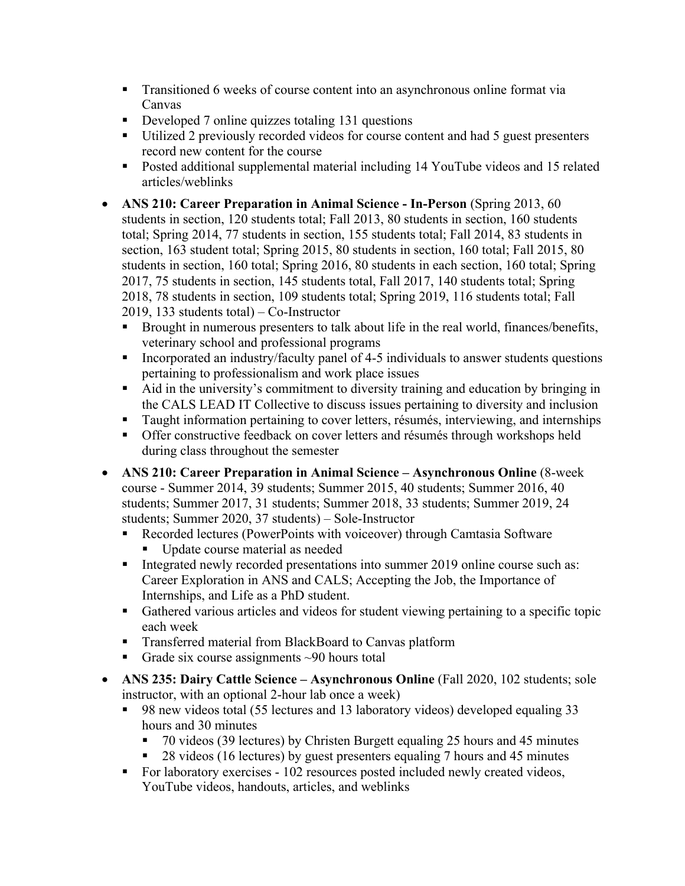- Transitioned 6 weeks of course content into an asynchronous online format via Canvas
    - Developed 7 online quizzes totaling 131 questions
    - Utilized 2 previously recorded videos for course content and had 5 guest presenters record new content for the course
    - Posted additional supplemental material including 14 YouTube videos and 15 related articles/weblinks

- **ANS 210: Career Preparation in Animal Science - In-Person** (Spring 2013, 60 students in section, 120 students total; Fall 2013, 80 students in section, 160 students total; Spring 2014, 77 students in section, 155 students total; Fall 2014, 83 students in section, 163 student total; Spring 2015, 80 students in section, 160 total; Fall 2015, 80 students in section, 160 total; Spring 2016, 80 students in each section, 160 total; Spring 2017, 75 students in section, 145 students total, Fall 2017, 140 students total; Spring 2018, 78 students in section, 109 students total; Spring 2019, 116 students total; Fall 2019, 133 students total) – Co-Instructor
    - Brought in numerous presenters to talk about life in the real world, finances/benefits, veterinary school and professional programs
    - Incorporated an industry/faculty panel of 4-5 individuals to answer students questions pertaining to professionalism and work place issues
    - Aid in the university's commitment to diversity training and education by bringing in the CALS LEAD IT Collective to discuss issues pertaining to diversity and inclusion
    - Taught information pertaining to cover letters, résumés, interviewing, and internships
    - Offer constructive feedback on cover letters and résumés through workshops held during class throughout the semester

- **ANS 210: Career Preparation in Animal Science – Asynchronous Online** (8-week course - Summer 2014, 39 students; Summer 2015, 40 students; Summer 2016, 40 students; Summer 2017, 31 students; Summer 2018, 33 students; Summer 2019, 24 students; Summer 2020, 37 students) – Sole-Instructor
    - Recorded lectures (PowerPoints with voiceover) through Camtasia Software
        - Update course material as needed
    - Integrated newly recorded presentations into summer 2019 online course such as: Career Exploration in ANS and CALS; Accepting the Job, the Importance of Internships, and Life as a PhD student.
    - Gathered various articles and videos for student viewing pertaining to a specific topic each week
    - Transferred material from BlackBoard to Canvas platform
    - Grade six course assignments ~90 hours total

- **ANS 235: Dairy Cattle Science – Asynchronous Online** (Fall 2020, 102 students; sole instructor, with an optional 2-hour lab once a week)
    - 98 new videos total (55 lectures and 13 laboratory videos) developed equaling 33 hours and 30 minutes
        - 70 videos (39 lectures) by Christen Burgett equaling 25 hours and 45 minutes
        - 28 videos (16 lectures) by guest presenters equaling 7 hours and 45 minutes
    - For laboratory exercises - 102 resources posted included newly created videos, YouTube videos, handouts, articles, and weblinks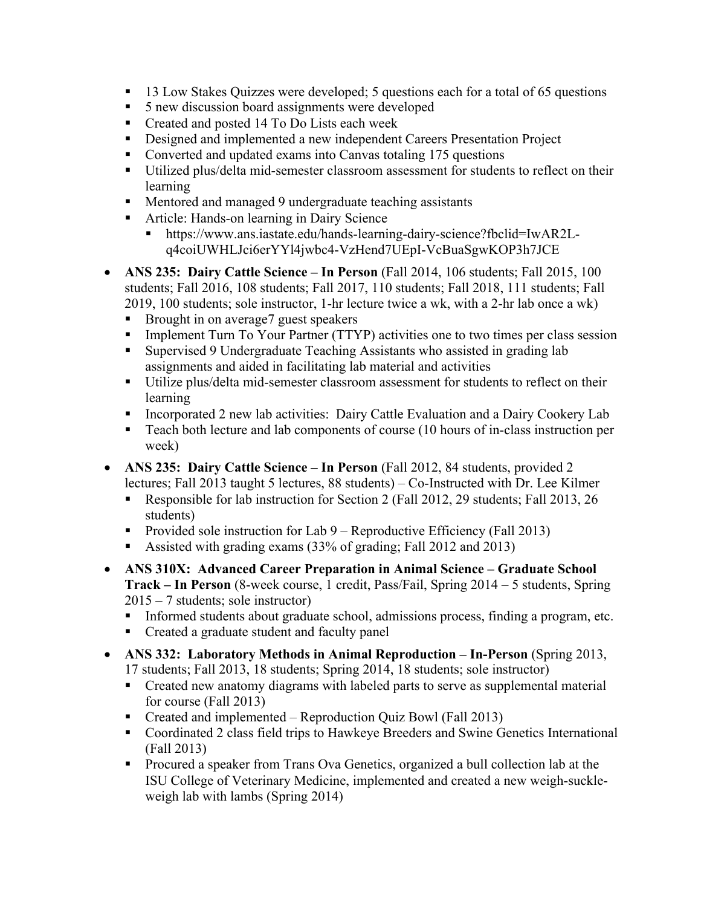- 13 Low Stakes Quizzes were developed; 5 questions each for a total of 65 questions
  - 5 new discussion board assignments were developed
  - Created and posted 14 To Do Lists each week
  - Designed and implemented a new independent Careers Presentation Project
  - Converted and updated exams into Canvas totaling 175 questions
  - Utilized plus/delta mid-semester classroom assessment for students to reflect on their learning
  - Mentored and managed 9 undergraduate teaching assistants
  - Article: Hands-on learning in Dairy Science
    - https://www.ans.iastate.edu/hands-learning-dairy-science?fbclid=IwAR2L-q4coiUWHLJci6erYYl4jwbc4-VzHend7UEpI-VcBuaSgwKOP3h7JCE

- **ANS 235: Dairy Cattle Science – In Person** (Fall 2014, 106 students; Fall 2015, 100 students; Fall 2016, 108 students; Fall 2017, 110 students; Fall 2018, 111 students; Fall 2019, 100 students; sole instructor, 1-hr lecture twice a wk, with a 2-hr lab once a wk)
  - Brought in on average7 guest speakers
  - Implement Turn To Your Partner (TTYP) activities one to two times per class session
  - Supervised 9 Undergraduate Teaching Assistants who assisted in grading lab assignments and aided in facilitating lab material and activities
  - Utilize plus/delta mid-semester classroom assessment for students to reflect on their learning
  - Incorporated 2 new lab activities: Dairy Cattle Evaluation and a Dairy Cookery Lab
  - Teach both lecture and lab components of course (10 hours of in-class instruction per week)

- **ANS 235: Dairy Cattle Science – In Person** (Fall 2012, 84 students, provided 2 lectures; Fall 2013 taught 5 lectures, 88 students) – Co-Instructed with Dr. Lee Kilmer
  - Responsible for lab instruction for Section 2 (Fall 2012, 29 students; Fall 2013, 26 students)
  - Provided sole instruction for Lab 9 – Reproductive Efficiency (Fall 2013)
  - Assisted with grading exams (33% of grading; Fall 2012 and 2013)

- **ANS 310X: Advanced Career Preparation in Animal Science – Graduate School Track – In Person** (8-week course, 1 credit, Pass/Fail, Spring 2014 – 5 students, Spring 2015 – 7 students; sole instructor)
  - Informed students about graduate school, admissions process, finding a program, etc.
  - Created a graduate student and faculty panel

- **ANS 332: Laboratory Methods in Animal Reproduction – In-Person** (Spring 2013, 17 students; Fall 2013, 18 students; Spring 2014, 18 students; sole instructor)
  - Created new anatomy diagrams with labeled parts to serve as supplemental material for course (Fall 2013)
  - Created and implemented – Reproduction Quiz Bowl (Fall 2013)
  - Coordinated 2 class field trips to Hawkeye Breeders and Swine Genetics International (Fall 2013)
  - Procured a speaker from Trans Ova Genetics, organized a bull collection lab at the ISU College of Veterinary Medicine, implemented and created a new weigh-suckle-weigh lab with lambs (Spring 2014)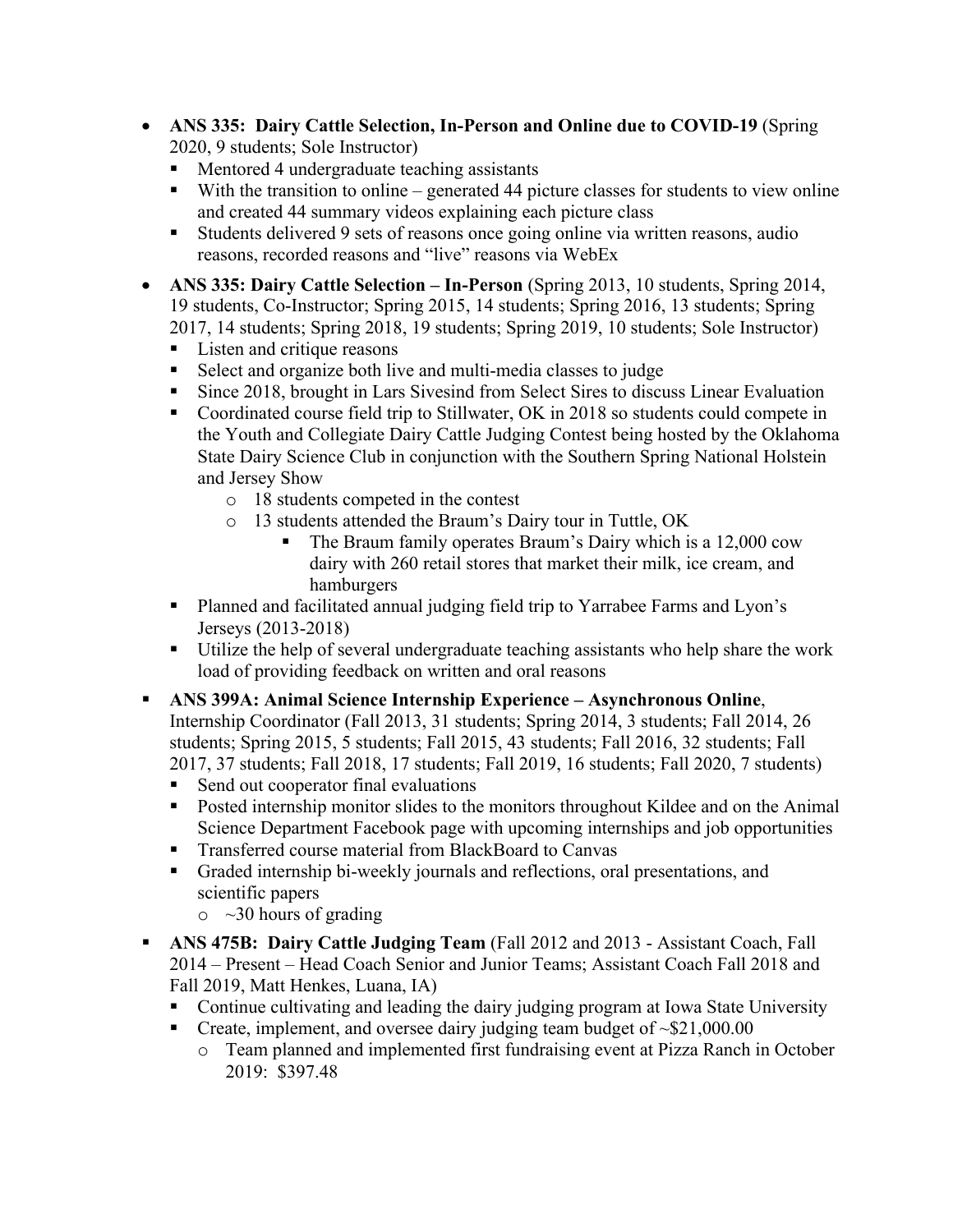- **ANS 335: Dairy Cattle Selection, In-Person and Online due to COVID-19** (Spring 2020, 9 students; Sole Instructor)
  - Mentored 4 undergraduate teaching assistants
  - With the transition to online – generated 44 picture classes for students to view online and created 44 summary videos explaining each picture class
  - Students delivered 9 sets of reasons once going online via written reasons, audio reasons, recorded reasons and "live" reasons via WebEx
- **ANS 335: Dairy Cattle Selection – In-Person** (Spring 2013, 10 students, Spring 2014, 19 students, Co-Instructor; Spring 2015, 14 students; Spring 2016, 13 students; Spring 2017, 14 students; Spring 2018, 19 students; Spring 2019, 10 students; Sole Instructor)
  - Listen and critique reasons
  - Select and organize both live and multi-media classes to judge
  - Since 2018, brought in Lars Sivesind from Select Sires to discuss Linear Evaluation
  - Coordinated course field trip to Stillwater, OK in 2018 so students could compete in the Youth and Collegiate Dairy Cattle Judging Contest being hosted by the Oklahoma State Dairy Science Club in conjunction with the Southern Spring National Holstein and Jersey Show
    - 18 students competed in the contest
    - 13 students attended the Braum's Dairy tour in Tuttle, OK
      - The Braum family operates Braum's Dairy which is a 12,000 cow dairy with 260 retail stores that market their milk, ice cream, and hamburgers
  - Planned and facilitated annual judging field trip to Yarrabee Farms and Lyon's Jerseys (2013-2018)
  - Utilize the help of several undergraduate teaching assistants who help share the work load of providing feedback on written and oral reasons
- **ANS 399A: Animal Science Internship Experience – Asynchronous Online**, Internship Coordinator (Fall 2013, 31 students; Spring 2014, 3 students; Fall 2014, 26 students; Spring 2015, 5 students; Fall 2015, 43 students; Fall 2016, 32 students; Fall 2017, 37 students; Fall 2018, 17 students; Fall 2019, 16 students; Fall 2020, 7 students)
  - Send out cooperator final evaluations
  - Posted internship monitor slides to the monitors throughout Kildee and on the Animal Science Department Facebook page with upcoming internships and job opportunities
  - Transferred course material from BlackBoard to Canvas
  - Graded internship bi-weekly journals and reflections, oral presentations, and scientific papers
    - ~30 hours of grading
- **ANS 475B: Dairy Cattle Judging Team** (Fall 2012 and 2013 - Assistant Coach, Fall 2014 – Present – Head Coach Senior and Junior Teams; Assistant Coach Fall 2018 and Fall 2019, Matt Henkes, Luana, IA)
  - Continue cultivating and leading the dairy judging program at Iowa State University
  - Create, implement, and oversee dairy judging team budget of ~$21,000.00
    - Team planned and implemented first fundraising event at Pizza Ranch in October 2019: $397.48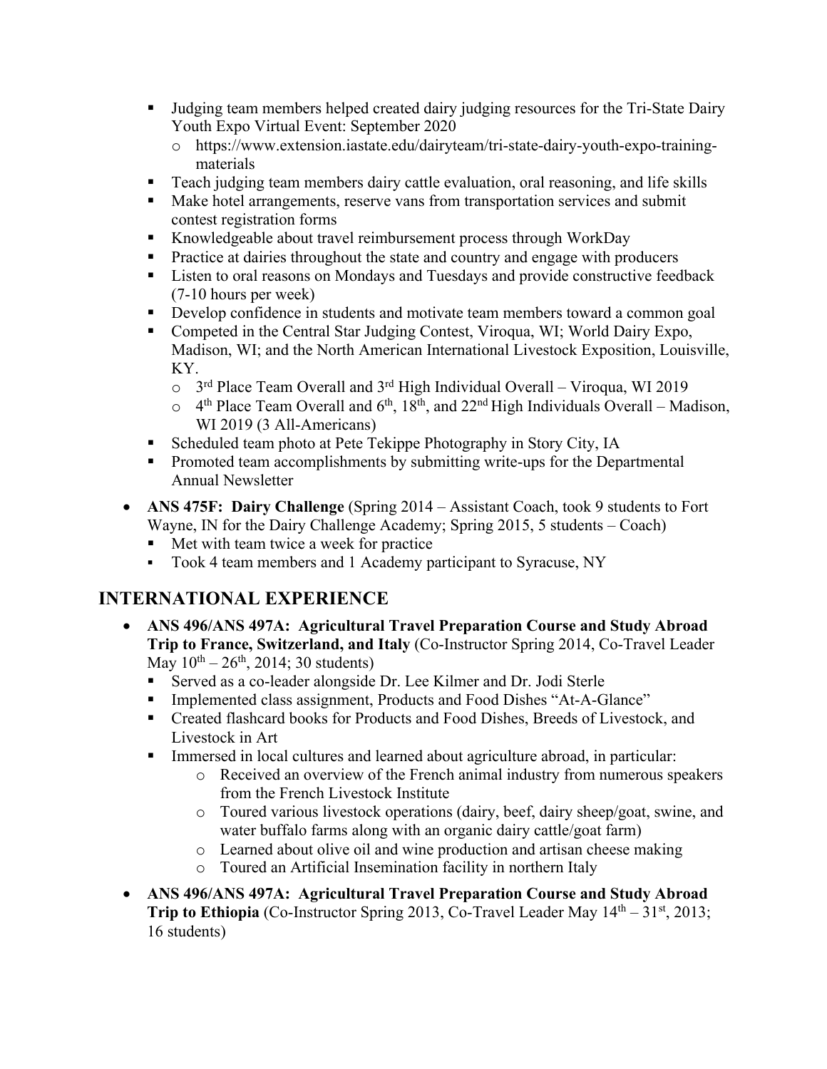- Judging team members helped created dairy judging resources for the Tri-State Dairy Youth Expo Virtual Event: September 2020
  - https://www.extension.iastate.edu/dairyteam/tri-state-dairy-youth-expo-training-materials
- Teach judging team members dairy cattle evaluation, oral reasoning, and life skills
- Make hotel arrangements, reserve vans from transportation services and submit contest registration forms
- Knowledgeable about travel reimbursement process through WorkDay
- Practice at dairies throughout the state and country and engage with producers
- Listen to oral reasons on Mondays and Tuesdays and provide constructive feedback (7-10 hours per week)
- Develop confidence in students and motivate team members toward a common goal
- Competed in the Central Star Judging Contest, Viroqua, WI; World Dairy Expo, Madison, WI; and the North American International Livestock Exposition, Louisville, KY.
  - 3rd Place Team Overall and 3rd High Individual Overall – Viroqua, WI 2019
  - 4th Place Team Overall and 6th, 18th, and 22nd High Individuals Overall – Madison, WI 2019 (3 All-Americans)
- Scheduled team photo at Pete Tekippe Photography in Story City, IA
- Promoted team accomplishments by submitting write-ups for the Departmental Annual Newsletter

- **ANS 475F: Dairy Challenge** (Spring 2014 – Assistant Coach, took 9 students to Fort Wayne, IN for the Dairy Challenge Academy; Spring 2015, 5 students – Coach)
  - Met with team twice a week for practice
  - Took 4 team members and 1 Academy participant to Syracuse, NY

## INTERNATIONAL EXPERIENCE

- **ANS 496/ANS 497A: Agricultural Travel Preparation Course and Study Abroad Trip to France, Switzerland, and Italy** (Co-Instructor Spring 2014, Co-Travel Leader May 10th – 26th, 2014; 30 students)
  - Served as a co-leader alongside Dr. Lee Kilmer and Dr. Jodi Sterle
  - Implemented class assignment, Products and Food Dishes "At-A-Glance"
  - Created flashcard books for Products and Food Dishes, Breeds of Livestock, and Livestock in Art
  - Immersed in local cultures and learned about agriculture abroad, in particular:
    - Received an overview of the French animal industry from numerous speakers from the French Livestock Institute
    - Toured various livestock operations (dairy, beef, dairy sheep/goat, swine, and water buffalo farms along with an organic dairy cattle/goat farm)
    - Learned about olive oil and wine production and artisan cheese making
    - Toured an Artificial Insemination facility in northern Italy
- **ANS 496/ANS 497A: Agricultural Travel Preparation Course and Study Abroad Trip to Ethiopia** (Co-Instructor Spring 2013, Co-Travel Leader May 14th – 31st, 2013; 16 students)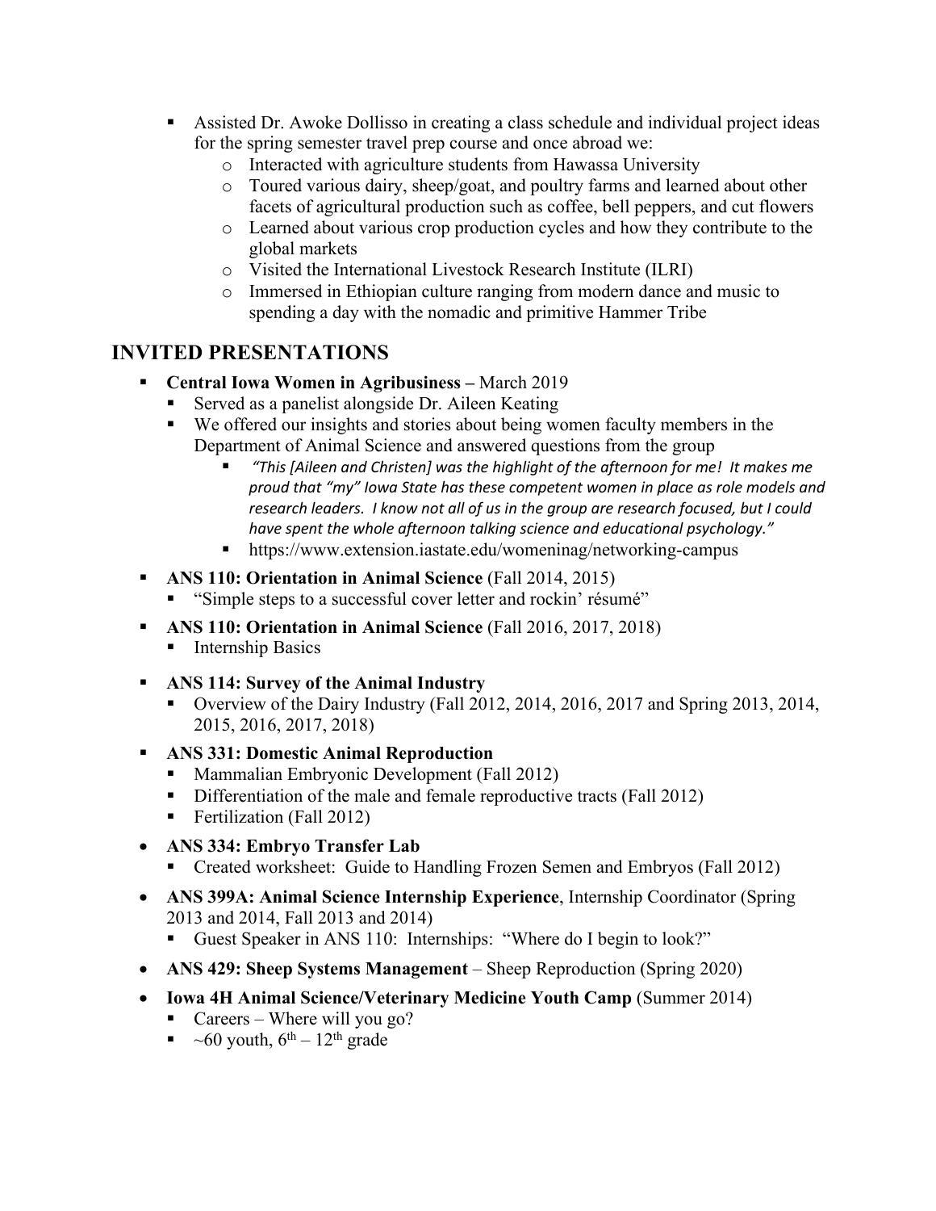- Assisted Dr. Awoke Dollisso in creating a class schedule and individual project ideas for the spring semester travel prep course and once abroad we:
    - Interacted with agriculture students from Hawassa University
    - Toured various dairy, sheep/goat, and poultry farms and learned about other facets of agricultural production such as coffee, bell peppers, and cut flowers
    - Learned about various crop production cycles and how they contribute to the global markets
    - Visited the International Livestock Research Institute (ILRI)
    - Immersed in Ethiopian culture ranging from modern dance and music to spending a day with the nomadic and primitive Hammer Tribe

## INVITED PRESENTATIONS

- **Central Iowa Women in Agribusiness –** March 2019
    - Served as a panelist alongside Dr. Aileen Keating
    - We offered our insights and stories about being women faculty members in the Department of Animal Science and answered questions from the group
        - *"This [Aileen and Christen] was the highlight of the afternoon for me! It makes me proud that "my" Iowa State has these competent women in place as role models and research leaders. I know not all of us in the group are research focused, but I could have spent the whole afternoon talking science and educational psychology."*
        - https://www.extension.iastate.edu/womeninag/networking-campus
- **ANS 110: Orientation in Animal Science** (Fall 2014, 2015)
    - "Simple steps to a successful cover letter and rockin' résumé"
- **ANS 110: Orientation in Animal Science** (Fall 2016, 2017, 2018)
    - Internship Basics
- **ANS 114: Survey of the Animal Industry**
    - Overview of the Dairy Industry (Fall 2012, 2014, 2016, 2017 and Spring 2013, 2014, 2015, 2016, 2017, 2018)
- **ANS 331: Domestic Animal Reproduction**
    - Mammalian Embryonic Development (Fall 2012)
    - Differentiation of the male and female reproductive tracts (Fall 2012)
    - Fertilization (Fall 2012)
- **ANS 334: Embryo Transfer Lab**
    - Created worksheet: Guide to Handling Frozen Semen and Embryos (Fall 2012)
- **ANS 399A: Animal Science Internship Experience**, Internship Coordinator (Spring 2013 and 2014, Fall 2013 and 2014)
    - Guest Speaker in ANS 110: Internships: "Where do I begin to look?"
- **ANS 429: Sheep Systems Management** – Sheep Reproduction (Spring 2020)
- **Iowa 4H Animal Science/Veterinary Medicine Youth Camp** (Summer 2014)
    - Careers – Where will you go?
    - ~60 youth, 6th – 12th grade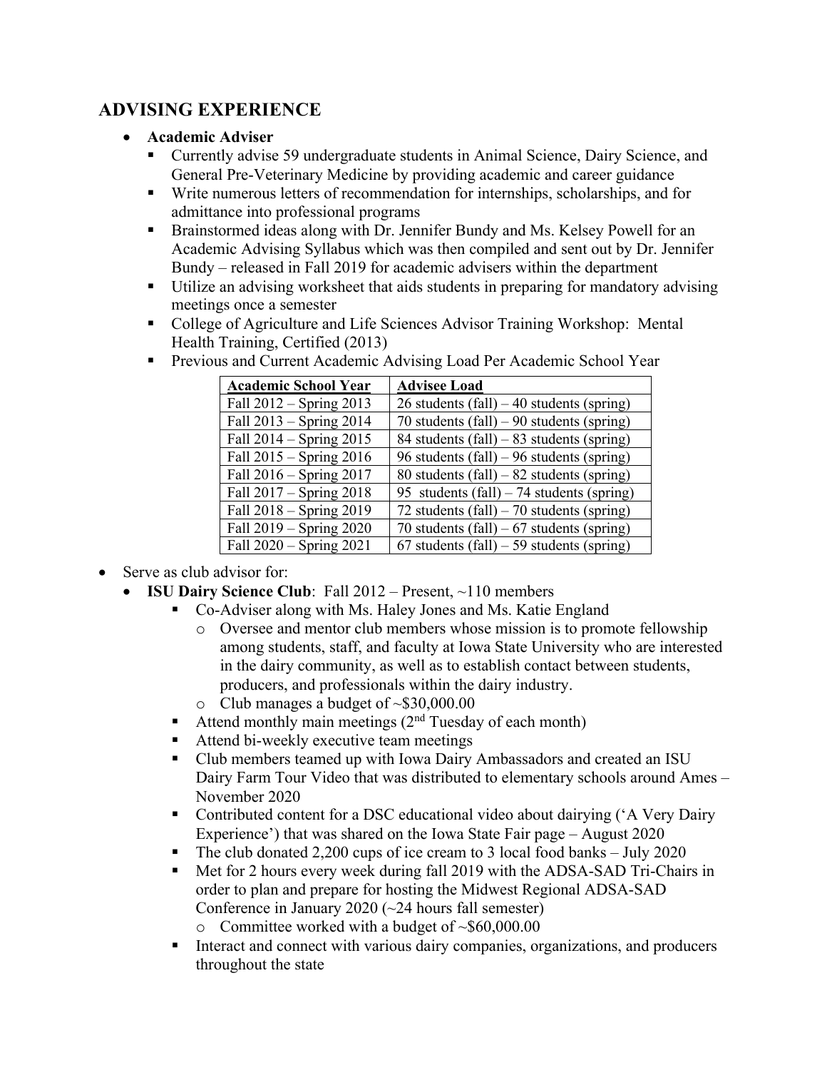## ADVISING EXPERIENCE

- **Academic Adviser**
  - Currently advise 59 undergraduate students in Animal Science, Dairy Science, and General Pre-Veterinary Medicine by providing academic and career guidance
  - Write numerous letters of recommendation for internships, scholarships, and for admittance into professional programs
  - Brainstormed ideas along with Dr. Jennifer Bundy and Ms. Kelsey Powell for an Academic Advising Syllabus which was then compiled and sent out by Dr. Jennifer Bundy – released in Fall 2019 for academic advisers within the department
  - Utilize an advising worksheet that aids students in preparing for mandatory advising meetings once a semester
  - College of Agriculture and Life Sciences Advisor Training Workshop: Mental Health Training, Certified (2013)
  - Previous and Current Academic Advising Load Per Academic School Year

| Academic School Year | Advisee Load |
|---|---|
| Fall 2012 – Spring 2013 | 26 students (fall) – 40 students (spring) |
| Fall 2013 – Spring 2014 | 70 students (fall) – 90 students (spring) |
| Fall 2014 – Spring 2015 | 84 students (fall) – 83 students (spring) |
| Fall 2015 – Spring 2016 | 96 students (fall) – 96 students (spring) |
| Fall 2016 – Spring 2017 | 80 students (fall) – 82 students (spring) |
| Fall 2017 – Spring 2018 | 95 students (fall) – 74 students (spring) |
| Fall 2018 – Spring 2019 | 72 students (fall) – 70 students (spring) |
| Fall 2019 – Spring 2020 | 70 students (fall) – 67 students (spring) |
| Fall 2020 – Spring 2021 | 67 students (fall) – 59 students (spring) |

- Serve as club advisor for:
  - **ISU Dairy Science Club**: Fall 2012 – Present, ~110 members
    - Co-Adviser along with Ms. Haley Jones and Ms. Katie England
      - Oversee and mentor club members whose mission is to promote fellowship among students, staff, and faculty at Iowa State University who are interested in the dairy community, as well as to establish contact between students, producers, and professionals within the dairy industry.
      - Club manages a budget of ~$30,000.00
    - Attend monthly main meetings (2nd Tuesday of each month)
    - Attend bi-weekly executive team meetings
    - Club members teamed up with Iowa Dairy Ambassadors and created an ISU Dairy Farm Tour Video that was distributed to elementary schools around Ames – November 2020
    - Contributed content for a DSC educational video about dairying ('A Very Dairy Experience') that was shared on the Iowa State Fair page – August 2020
    - The club donated 2,200 cups of ice cream to 3 local food banks – July 2020
    - Met for 2 hours every week during fall 2019 with the ADSA-SAD Tri-Chairs in order to plan and prepare for hosting the Midwest Regional ADSA-SAD Conference in January 2020 (~24 hours fall semester)
      - Committee worked with a budget of ~$60,000.00
    - Interact and connect with various dairy companies, organizations, and producers throughout the state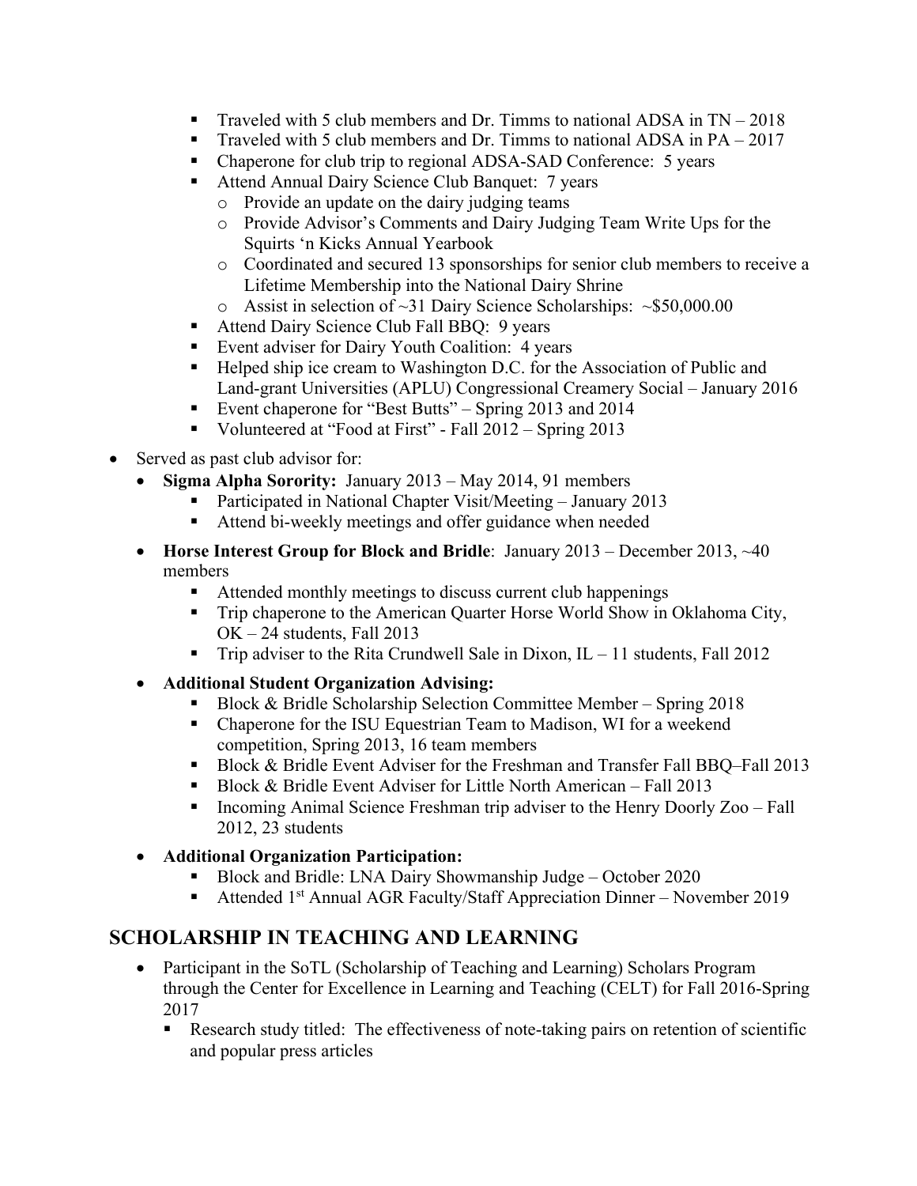- Traveled with 5 club members and Dr. Timms to national ADSA in TN – 2018
    - Traveled with 5 club members and Dr. Timms to national ADSA in PA – 2017
    - Chaperone for club trip to regional ADSA-SAD Conference: 5 years
    - Attend Annual Dairy Science Club Banquet: 7 years
      - Provide an update on the dairy judging teams
      - Provide Advisor's Comments and Dairy Judging Team Write Ups for the Squirts 'n Kicks Annual Yearbook
      - Coordinated and secured 13 sponsorships for senior club members to receive a Lifetime Membership into the National Dairy Shrine
      - Assist in selection of ~31 Dairy Science Scholarships: ~$50,000.00
    - Attend Dairy Science Club Fall BBQ: 9 years
    - Event adviser for Dairy Youth Coalition: 4 years
    - Helped ship ice cream to Washington D.C. for the Association of Public and Land-grant Universities (APLU) Congressional Creamery Social – January 2016
    - Event chaperone for "Best Butts" – Spring 2013 and 2014
    - Volunteered at "Food at First" - Fall 2012 – Spring 2013

- Served as past club advisor for:
  - **Sigma Alpha Sorority:** January 2013 – May 2014, 91 members
    - Participated in National Chapter Visit/Meeting – January 2013
    - Attend bi-weekly meetings and offer guidance when needed
  - **Horse Interest Group for Block and Bridle**: January 2013 – December 2013, ~40 members
    - Attended monthly meetings to discuss current club happenings
    - Trip chaperone to the American Quarter Horse World Show in Oklahoma City, OK – 24 students, Fall 2013
    - Trip adviser to the Rita Crundwell Sale in Dixon, IL – 11 students, Fall 2012
  - **Additional Student Organization Advising:**
    - Block & Bridle Scholarship Selection Committee Member – Spring 2018
    - Chaperone for the ISU Equestrian Team to Madison, WI for a weekend competition, Spring 2013, 16 team members
    - Block & Bridle Event Adviser for the Freshman and Transfer Fall BBQ–Fall 2013
    - Block & Bridle Event Adviser for Little North American – Fall 2013
    - Incoming Animal Science Freshman trip adviser to the Henry Doorly Zoo – Fall 2012, 23 students
  - **Additional Organization Participation:**
    - Block and Bridle: LNA Dairy Showmanship Judge – October 2020
    - Attended 1st Annual AGR Faculty/Staff Appreciation Dinner – November 2019

## SCHOLARSHIP IN TEACHING AND LEARNING

- Participant in the SoTL (Scholarship of Teaching and Learning) Scholars Program through the Center for Excellence in Learning and Teaching (CELT) for Fall 2016-Spring 2017
  - Research study titled: The effectiveness of note-taking pairs on retention of scientific and popular press articles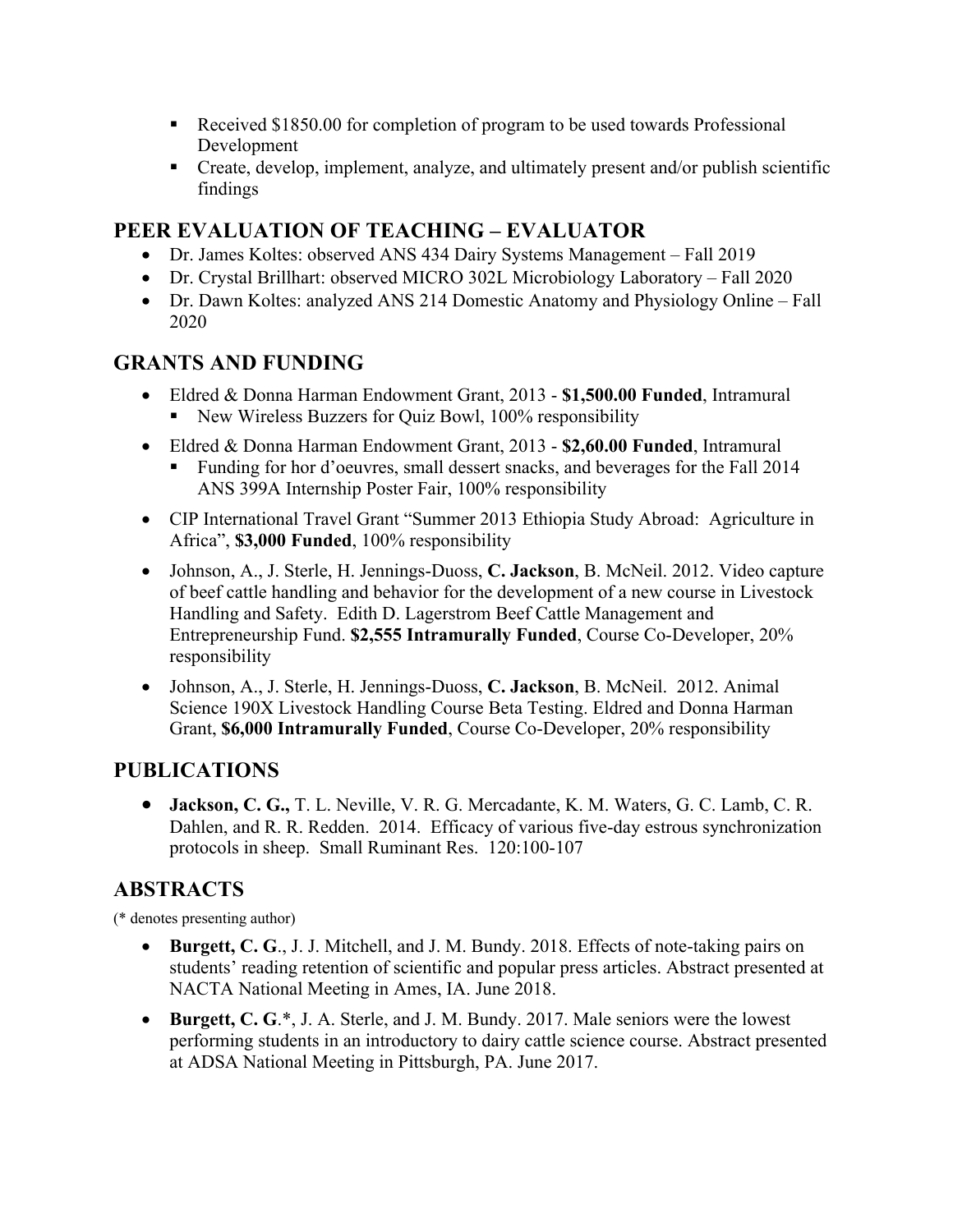- Received $1850.00 for completion of program to be used towards Professional Development
  - Create, develop, implement, analyze, and ultimately present and/or publish scientific findings

## PEER EVALUATION OF TEACHING – EVALUATOR

- Dr. James Koltes: observed ANS 434 Dairy Systems Management – Fall 2019
- Dr. Crystal Brillhart: observed MICRO 302L Microbiology Laboratory – Fall 2020
- Dr. Dawn Koltes: analyzed ANS 214 Domestic Anatomy and Physiology Online – Fall 2020

## GRANTS AND FUNDING

- Eldred & Donna Harman Endowment Grant, 2013 - **$1,500.00 Funded**, Intramural
  - New Wireless Buzzers for Quiz Bowl, 100% responsibility
- Eldred & Donna Harman Endowment Grant, 2013 - **$2,60.00 Funded**, Intramural
  - Funding for hor d'oeuvres, small dessert snacks, and beverages for the Fall 2014 ANS 399A Internship Poster Fair, 100% responsibility
- CIP International Travel Grant "Summer 2013 Ethiopia Study Abroad: Agriculture in Africa", **$3,000 Funded**, 100% responsibility
- Johnson, A., J. Sterle, H. Jennings-Duoss, **C. Jackson**, B. McNeil. 2012. Video capture of beef cattle handling and behavior for the development of a new course in Livestock Handling and Safety. Edith D. Lagerstrom Beef Cattle Management and Entrepreneurship Fund. **$2,555 Intramurally Funded**, Course Co-Developer, 20% responsibility
- Johnson, A., J. Sterle, H. Jennings-Duoss, **C. Jackson**, B. McNeil. 2012. Animal Science 190X Livestock Handling Course Beta Testing. Eldred and Donna Harman Grant, **$6,000 Intramurally Funded**, Course Co-Developer, 20% responsibility

## PUBLICATIONS

- **Jackson, C. G.,** T. L. Neville, V. R. G. Mercadante, K. M. Waters, G. C. Lamb, C. R. Dahlen, and R. R. Redden. 2014. Efficacy of various five-day estrous synchronization protocols in sheep. Small Ruminant Res. 120:100-107

## ABSTRACTS

(* denotes presenting author)

- **Burgett, C. G**., J. J. Mitchell, and J. M. Bundy. 2018. Effects of note-taking pairs on students' reading retention of scientific and popular press articles. Abstract presented at NACTA National Meeting in Ames, IA. June 2018.
- **Burgett, C. G**.*, J. A. Sterle, and J. M. Bundy. 2017. Male seniors were the lowest performing students in an introductory to dairy cattle science course. Abstract presented at ADSA National Meeting in Pittsburgh, PA. June 2017.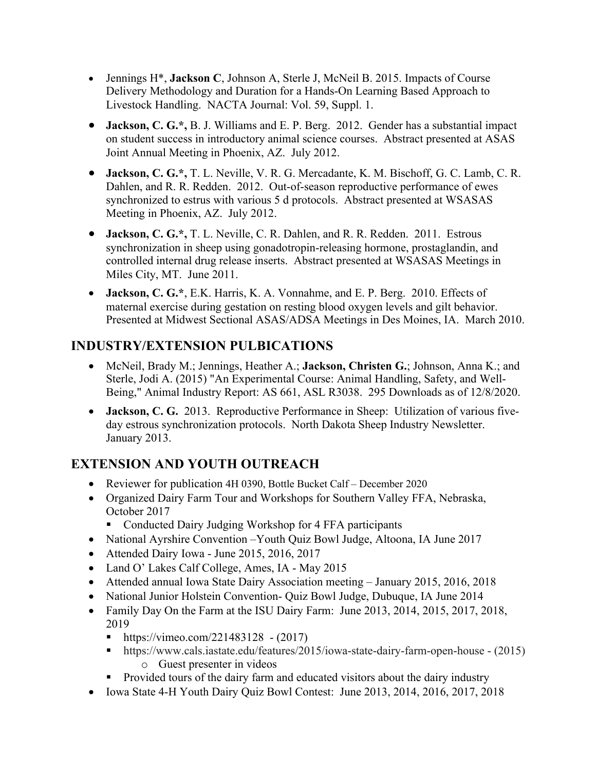- Jennings H*, **Jackson C**, Johnson A, Sterle J, McNeil B. 2015. Impacts of Course Delivery Methodology and Duration for a Hands-On Learning Based Approach to Livestock Handling. NACTA Journal: Vol. 59, Suppl. 1.

- **Jackson, C. G.*,** B. J. Williams and E. P. Berg. 2012. Gender has a substantial impact on student success in introductory animal science courses. Abstract presented at ASAS Joint Annual Meeting in Phoenix, AZ. July 2012.

- **Jackson, C. G.*,** T. L. Neville, V. R. G. Mercadante, K. M. Bischoff, G. C. Lamb, C. R. Dahlen, and R. R. Redden. 2012. Out-of-season reproductive performance of ewes synchronized to estrus with various 5 d protocols. Abstract presented at WSASAS Meeting in Phoenix, AZ. July 2012.

- **Jackson, C. G.*,** T. L. Neville, C. R. Dahlen, and R. R. Redden. 2011. Estrous synchronization in sheep using gonadotropin-releasing hormone, prostaglandin, and controlled internal drug release inserts. Abstract presented at WSASAS Meetings in Miles City, MT. June 2011.

- **Jackson, C. G.***, E.K. Harris, K. A. Vonnahme, and E. P. Berg. 2010. Effects of maternal exercise during gestation on resting blood oxygen levels and gilt behavior. Presented at Midwest Sectional ASAS/ADSA Meetings in Des Moines, IA. March 2010.

## INDUSTRY/EXTENSION PULBICATIONS

- McNeil, Brady M.; Jennings, Heather A.; **Jackson, Christen G.**; Johnson, Anna K.; and Sterle, Jodi A. (2015) "An Experimental Course: Animal Handling, Safety, and Well-Being," Animal Industry Report: AS 661, ASL R3038. 295 Downloads as of 12/8/2020.

- **Jackson, C. G.** 2013. Reproductive Performance in Sheep: Utilization of various five-day estrous synchronization protocols. North Dakota Sheep Industry Newsletter. January 2013.

## EXTENSION AND YOUTH OUTREACH

- Reviewer for publication 4H 0390, Bottle Bucket Calf – December 2020
- Organized Dairy Farm Tour and Workshops for Southern Valley FFA, Nebraska, October 2017
  - Conducted Dairy Judging Workshop for 4 FFA participants
- National Ayrshire Convention –Youth Quiz Bowl Judge, Altoona, IA June 2017
- Attended Dairy Iowa - June 2015, 2016, 2017
- Land O' Lakes Calf College, Ames, IA - May 2015
- Attended annual Iowa State Dairy Association meeting – January 2015, 2016, 2018
- National Junior Holstein Convention- Quiz Bowl Judge, Dubuque, IA June 2014
- Family Day On the Farm at the ISU Dairy Farm: June 2013, 2014, 2015, 2017, 2018, 2019
  - https://vimeo.com/221483128 - (2017)
  - https://www.cals.iastate.edu/features/2015/iowa-state-dairy-farm-open-house - (2015)
    - Guest presenter in videos
  - Provided tours of the dairy farm and educated visitors about the dairy industry
- Iowa State 4-H Youth Dairy Quiz Bowl Contest: June 2013, 2014, 2016, 2017, 2018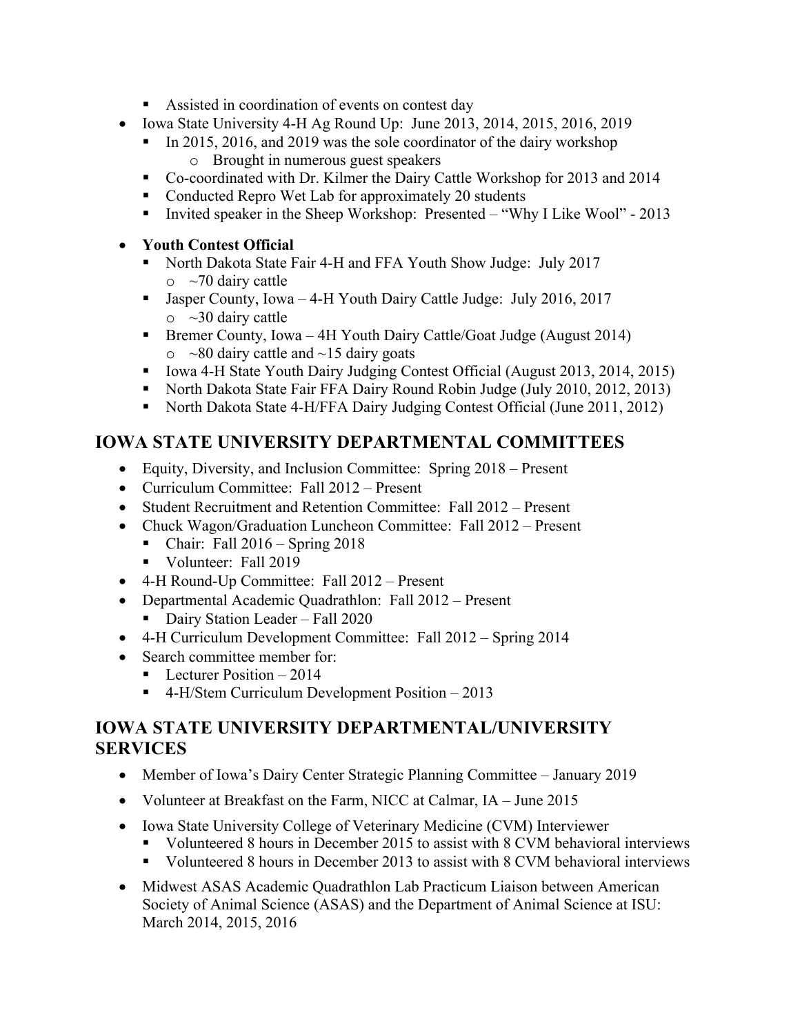- Assisted in coordination of events on contest day
- Iowa State University 4-H Ag Round Up: June 2013, 2014, 2015, 2016, 2019
    - In 2015, 2016, and 2019 was the sole coordinator of the dairy workshop
        - Brought in numerous guest speakers
    - Co-coordinated with Dr. Kilmer the Dairy Cattle Workshop for 2013 and 2014
    - Conducted Repro Wet Lab for approximately 20 students
    - Invited speaker in the Sheep Workshop: Presented – "Why I Like Wool" - 2013

- **Youth Contest Official**
    - North Dakota State Fair 4-H and FFA Youth Show Judge: July 2017
        - ~70 dairy cattle
    - Jasper County, Iowa – 4-H Youth Dairy Cattle Judge: July 2016, 2017
        - ~30 dairy cattle
    - Bremer County, Iowa – 4H Youth Dairy Cattle/Goat Judge (August 2014)
        - ~80 dairy cattle and ~15 dairy goats
    - Iowa 4-H State Youth Dairy Judging Contest Official (August 2013, 2014, 2015)
    - North Dakota State Fair FFA Dairy Round Robin Judge (July 2010, 2012, 2013)
    - North Dakota State 4-H/FFA Dairy Judging Contest Official (June 2011, 2012)

## IOWA STATE UNIVERSITY DEPARTMENTAL COMMITTEES

- Equity, Diversity, and Inclusion Committee: Spring 2018 – Present
- Curriculum Committee: Fall 2012 – Present
- Student Recruitment and Retention Committee: Fall 2012 – Present
- Chuck Wagon/Graduation Luncheon Committee: Fall 2012 – Present
    - Chair: Fall 2016 – Spring 2018
    - Volunteer: Fall 2019
- 4-H Round-Up Committee: Fall 2012 – Present
- Departmental Academic Quadrathlon: Fall 2012 – Present
    - Dairy Station Leader – Fall 2020
- 4-H Curriculum Development Committee: Fall 2012 – Spring 2014
- Search committee member for:
    - Lecturer Position – 2014
    - 4-H/Stem Curriculum Development Position – 2013

## IOWA STATE UNIVERSITY DEPARTMENTAL/UNIVERSITY SERVICES

- Member of Iowa's Dairy Center Strategic Planning Committee – January 2019
- Volunteer at Breakfast on the Farm, NICC at Calmar, IA – June 2015
- Iowa State University College of Veterinary Medicine (CVM) Interviewer
    - Volunteered 8 hours in December 2015 to assist with 8 CVM behavioral interviews
    - Volunteered 8 hours in December 2013 to assist with 8 CVM behavioral interviews
- Midwest ASAS Academic Quadrathlon Lab Practicum Liaison between American Society of Animal Science (ASAS) and the Department of Animal Science at ISU: March 2014, 2015, 2016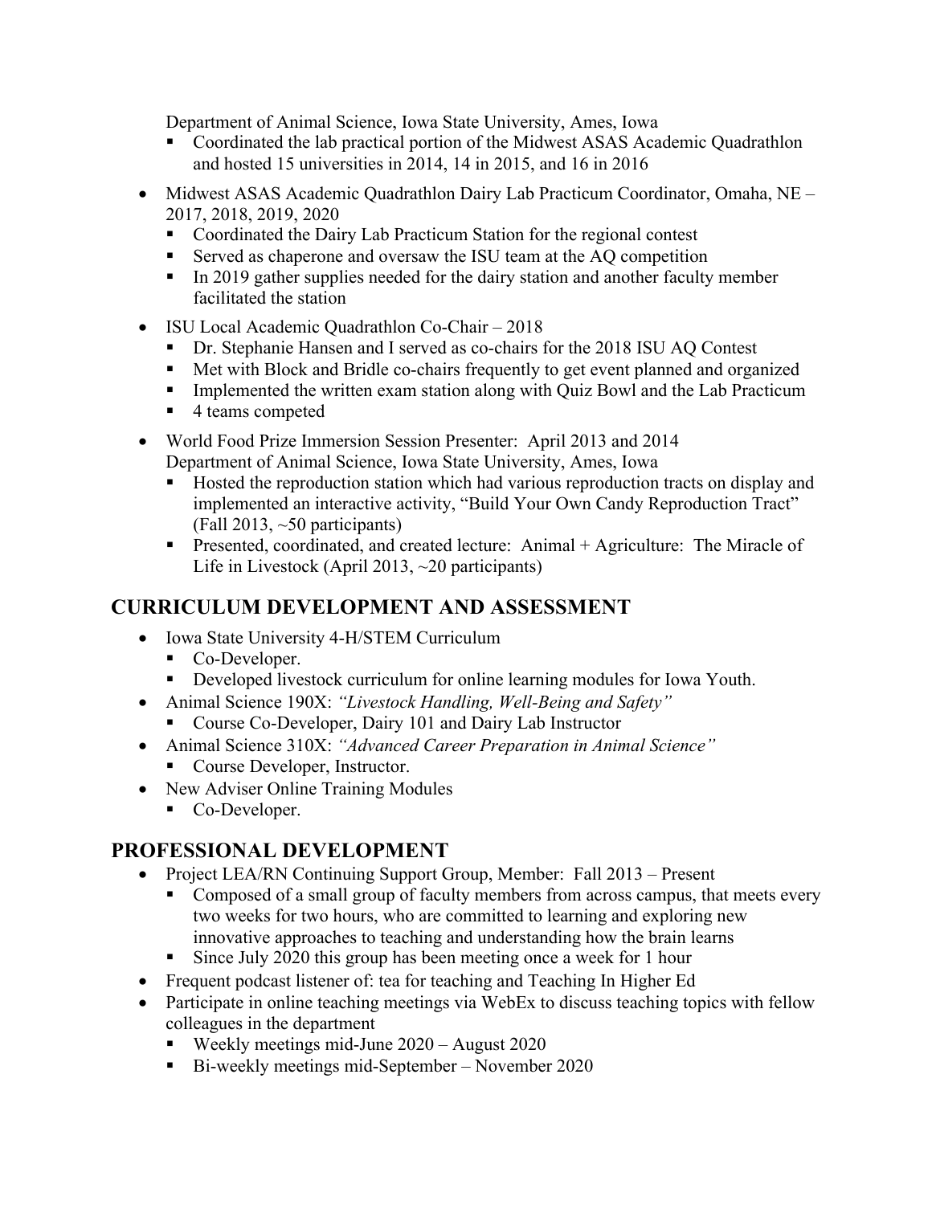Department of Animal Science, Iowa State University, Ames, Iowa

  - Coordinated the lab practical portion of the Midwest ASAS Academic Quadrathlon and hosted 15 universities in 2014, 14 in 2015, and 16 in 2016

- Midwest ASAS Academic Quadrathlon Dairy Lab Practicum Coordinator, Omaha, NE – 2017, 2018, 2019, 2020
  - Coordinated the Dairy Lab Practicum Station for the regional contest
  - Served as chaperone and oversaw the ISU team at the AQ competition
  - In 2019 gather supplies needed for the dairy station and another faculty member facilitated the station
- ISU Local Academic Quadrathlon Co-Chair – 2018
  - Dr. Stephanie Hansen and I served as co-chairs for the 2018 ISU AQ Contest
  - Met with Block and Bridle co-chairs frequently to get event planned and organized
  - Implemented the written exam station along with Quiz Bowl and the Lab Practicum
  - 4 teams competed
- World Food Prize Immersion Session Presenter: April 2013 and 2014
  Department of Animal Science, Iowa State University, Ames, Iowa
  - Hosted the reproduction station which had various reproduction tracts on display and implemented an interactive activity, "Build Your Own Candy Reproduction Tract" (Fall 2013, ~50 participants)
  - Presented, coordinated, and created lecture: Animal + Agriculture: The Miracle of Life in Livestock (April 2013, ~20 participants)

## CURRICULUM DEVELOPMENT AND ASSESSMENT

- Iowa State University 4-H/STEM Curriculum
  - Co-Developer.
  - Developed livestock curriculum for online learning modules for Iowa Youth.
- Animal Science 190X: *"Livestock Handling, Well-Being and Safety"*
  - Course Co-Developer, Dairy 101 and Dairy Lab Instructor
- Animal Science 310X: *"Advanced Career Preparation in Animal Science"*
  - Course Developer, Instructor.
- New Adviser Online Training Modules
  - Co-Developer.

## PROFESSIONAL DEVELOPMENT

- Project LEA/RN Continuing Support Group, Member: Fall 2013 – Present
  - Composed of a small group of faculty members from across campus, that meets every two weeks for two hours, who are committed to learning and exploring new innovative approaches to teaching and understanding how the brain learns
  - Since July 2020 this group has been meeting once a week for 1 hour
- Frequent podcast listener of: tea for teaching and Teaching In Higher Ed
- Participate in online teaching meetings via WebEx to discuss teaching topics with fellow colleagues in the department
  - Weekly meetings mid-June 2020 – August 2020
  - Bi-weekly meetings mid-September – November 2020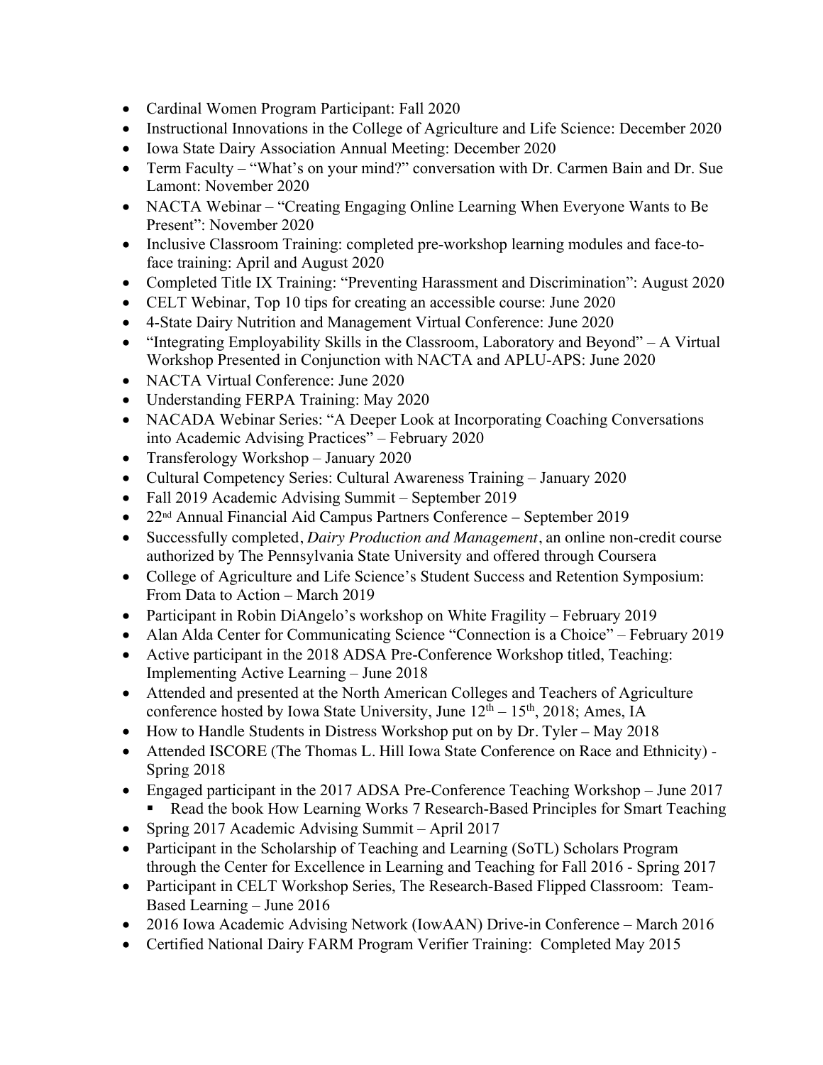- Cardinal Women Program Participant: Fall 2020
- Instructional Innovations in the College of Agriculture and Life Science: December 2020
- Iowa State Dairy Association Annual Meeting: December 2020
- Term Faculty – "What's on your mind?" conversation with Dr. Carmen Bain and Dr. Sue Lamont: November 2020
- NACTA Webinar – "Creating Engaging Online Learning When Everyone Wants to Be Present": November 2020
- Inclusive Classroom Training: completed pre-workshop learning modules and face-to-face training: April and August 2020
- Completed Title IX Training: "Preventing Harassment and Discrimination": August 2020
- CELT Webinar, Top 10 tips for creating an accessible course: June 2020
- 4-State Dairy Nutrition and Management Virtual Conference: June 2020
- "Integrating Employability Skills in the Classroom, Laboratory and Beyond" – A Virtual Workshop Presented in Conjunction with NACTA and APLU-APS: June 2020
- NACTA Virtual Conference: June 2020
- Understanding FERPA Training: May 2020
- NACADA Webinar Series: "A Deeper Look at Incorporating Coaching Conversations into Academic Advising Practices" – February 2020
- Transferology Workshop – January 2020
- Cultural Competency Series: Cultural Awareness Training – January 2020
- Fall 2019 Academic Advising Summit – September 2019
- 22nd Annual Financial Aid Campus Partners Conference – September 2019
- Successfully completed, *Dairy Production and Management*, an online non-credit course authorized by The Pennsylvania State University and offered through Coursera
- College of Agriculture and Life Science's Student Success and Retention Symposium: From Data to Action – March 2019
- Participant in Robin DiAngelo's workshop on White Fragility – February 2019
- Alan Alda Center for Communicating Science "Connection is a Choice" – February 2019
- Active participant in the 2018 ADSA Pre-Conference Workshop titled, Teaching: Implementing Active Learning – June 2018
- Attended and presented at the North American Colleges and Teachers of Agriculture conference hosted by Iowa State University, June 12th – 15th, 2018; Ames, IA
- How to Handle Students in Distress Workshop put on by Dr. Tyler – May 2018
- Attended ISCORE (The Thomas L. Hill Iowa State Conference on Race and Ethnicity) - Spring 2018
- Engaged participant in the 2017 ADSA Pre-Conference Teaching Workshop – June 2017
  - Read the book How Learning Works 7 Research-Based Principles for Smart Teaching
- Spring 2017 Academic Advising Summit – April 2017
- Participant in the Scholarship of Teaching and Learning (SoTL) Scholars Program through the Center for Excellence in Learning and Teaching for Fall 2016 - Spring 2017
- Participant in CELT Workshop Series, The Research-Based Flipped Classroom: Team-Based Learning – June 2016
- 2016 Iowa Academic Advising Network (IowAAN) Drive-in Conference – March 2016
- Certified National Dairy FARM Program Verifier Training: Completed May 2015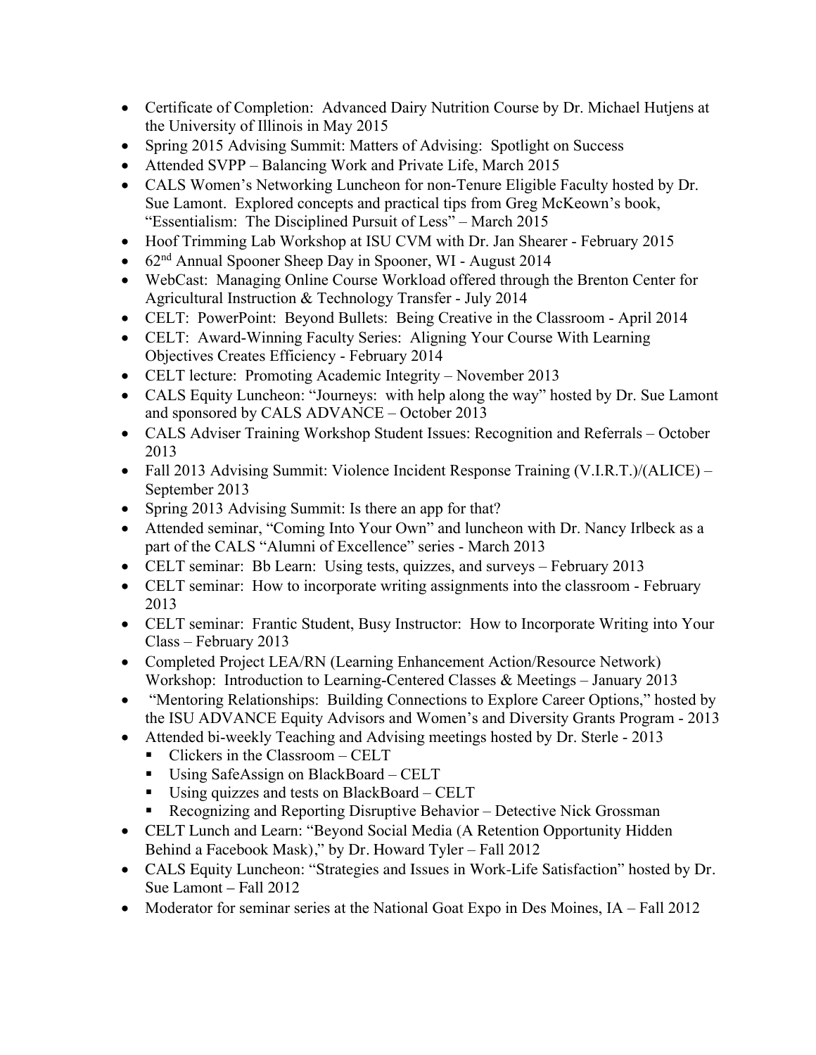- Certificate of Completion: Advanced Dairy Nutrition Course by Dr. Michael Hutjens at the University of Illinois in May 2015
- Spring 2015 Advising Summit: Matters of Advising: Spotlight on Success
- Attended SVPP – Balancing Work and Private Life, March 2015
- CALS Women's Networking Luncheon for non-Tenure Eligible Faculty hosted by Dr. Sue Lamont. Explored concepts and practical tips from Greg McKeown's book, "Essentialism: The Disciplined Pursuit of Less" – March 2015
- Hoof Trimming Lab Workshop at ISU CVM with Dr. Jan Shearer - February 2015
- 62nd Annual Spooner Sheep Day in Spooner, WI - August 2014
- WebCast: Managing Online Course Workload offered through the Brenton Center for Agricultural Instruction & Technology Transfer - July 2014
- CELT: PowerPoint: Beyond Bullets: Being Creative in the Classroom - April 2014
- CELT: Award-Winning Faculty Series: Aligning Your Course With Learning Objectives Creates Efficiency - February 2014
- CELT lecture: Promoting Academic Integrity – November 2013
- CALS Equity Luncheon: "Journeys: with help along the way" hosted by Dr. Sue Lamont and sponsored by CALS ADVANCE – October 2013
- CALS Adviser Training Workshop Student Issues: Recognition and Referrals – October 2013
- Fall 2013 Advising Summit: Violence Incident Response Training (V.I.R.T.)/(ALICE) – September 2013
- Spring 2013 Advising Summit: Is there an app for that?
- Attended seminar, "Coming Into Your Own" and luncheon with Dr. Nancy Irlbeck as a part of the CALS "Alumni of Excellence" series - March 2013
- CELT seminar: Bb Learn: Using tests, quizzes, and surveys – February 2013
- CELT seminar: How to incorporate writing assignments into the classroom - February 2013
- CELT seminar: Frantic Student, Busy Instructor: How to Incorporate Writing into Your Class – February 2013
- Completed Project LEA/RN (Learning Enhancement Action/Resource Network) Workshop: Introduction to Learning-Centered Classes & Meetings – January 2013
- "Mentoring Relationships: Building Connections to Explore Career Options," hosted by the ISU ADVANCE Equity Advisors and Women's and Diversity Grants Program - 2013
- Attended bi-weekly Teaching and Advising meetings hosted by Dr. Sterle - 2013
  - Clickers in the Classroom – CELT
  - Using SafeAssign on BlackBoard – CELT
  - Using quizzes and tests on BlackBoard – CELT
  - Recognizing and Reporting Disruptive Behavior – Detective Nick Grossman
- CELT Lunch and Learn: "Beyond Social Media (A Retention Opportunity Hidden Behind a Facebook Mask)," by Dr. Howard Tyler – Fall 2012
- CALS Equity Luncheon: "Strategies and Issues in Work-Life Satisfaction" hosted by Dr. Sue Lamont – Fall 2012
- Moderator for seminar series at the National Goat Expo in Des Moines, IA – Fall 2012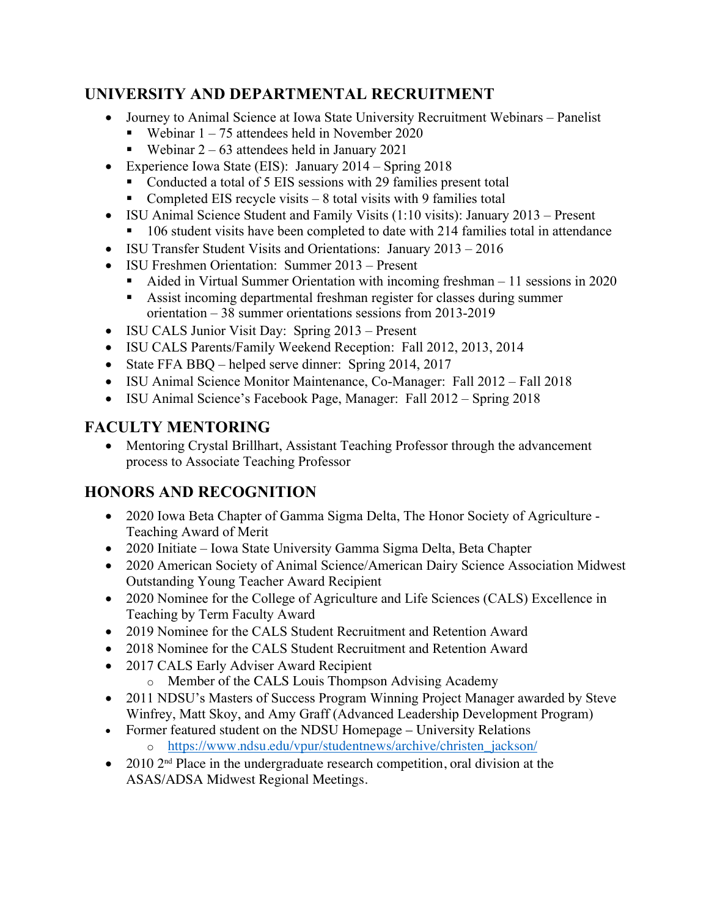## UNIVERSITY AND DEPARTMENTAL RECRUITMENT

- Journey to Animal Science at Iowa State University Recruitment Webinars – Panelist
  - Webinar 1 – 75 attendees held in November 2020
  - Webinar 2 – 63 attendees held in January 2021
- Experience Iowa State (EIS): January 2014 – Spring 2018
  - Conducted a total of 5 EIS sessions with 29 families present total
  - Completed EIS recycle visits – 8 total visits with 9 families total
- ISU Animal Science Student and Family Visits (1:10 visits): January 2013 – Present
  - 106 student visits have been completed to date with 214 families total in attendance
- ISU Transfer Student Visits and Orientations: January 2013 – 2016
- ISU Freshmen Orientation: Summer 2013 – Present
  - Aided in Virtual Summer Orientation with incoming freshman – 11 sessions in 2020
  - Assist incoming departmental freshman register for classes during summer orientation – 38 summer orientations sessions from 2013-2019
- ISU CALS Junior Visit Day: Spring 2013 – Present
- ISU CALS Parents/Family Weekend Reception: Fall 2012, 2013, 2014
- State FFA BBQ – helped serve dinner: Spring 2014, 2017
- ISU Animal Science Monitor Maintenance, Co-Manager: Fall 2012 – Fall 2018
- ISU Animal Science's Facebook Page, Manager: Fall 2012 – Spring 2018

## FACULTY MENTORING

- Mentoring Crystal Brillhart, Assistant Teaching Professor through the advancement process to Associate Teaching Professor

## HONORS AND RECOGNITION

- 2020 Iowa Beta Chapter of Gamma Sigma Delta, The Honor Society of Agriculture - Teaching Award of Merit
- 2020 Initiate – Iowa State University Gamma Sigma Delta, Beta Chapter
- 2020 American Society of Animal Science/American Dairy Science Association Midwest Outstanding Young Teacher Award Recipient
- 2020 Nominee for the College of Agriculture and Life Sciences (CALS) Excellence in Teaching by Term Faculty Award
- 2019 Nominee for the CALS Student Recruitment and Retention Award
- 2018 Nominee for the CALS Student Recruitment and Retention Award
- 2017 CALS Early Adviser Award Recipient
  - Member of the CALS Louis Thompson Advising Academy
- 2011 NDSU's Masters of Success Program Winning Project Manager awarded by Steve Winfrey, Matt Skoy, and Amy Graff (Advanced Leadership Development Program)
- Former featured student on the NDSU Homepage – University Relations
  - https://www.ndsu.edu/vpur/studentnews/archive/christen_jackson/
- 2010 2nd Place in the undergraduate research competition, oral division at the ASAS/ADSA Midwest Regional Meetings.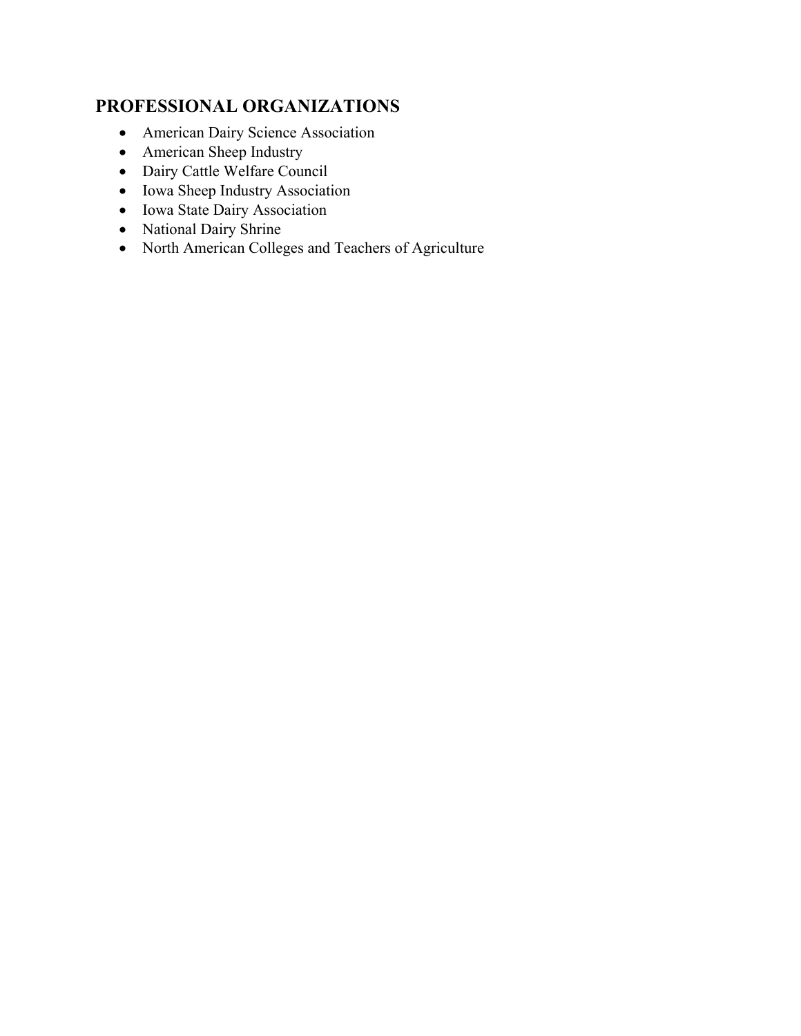## PROFESSIONAL ORGANIZATIONS

- American Dairy Science Association
- American Sheep Industry
- Dairy Cattle Welfare Council
- Iowa Sheep Industry Association
- Iowa State Dairy Association
- National Dairy Shrine
- North American Colleges and Teachers of Agriculture